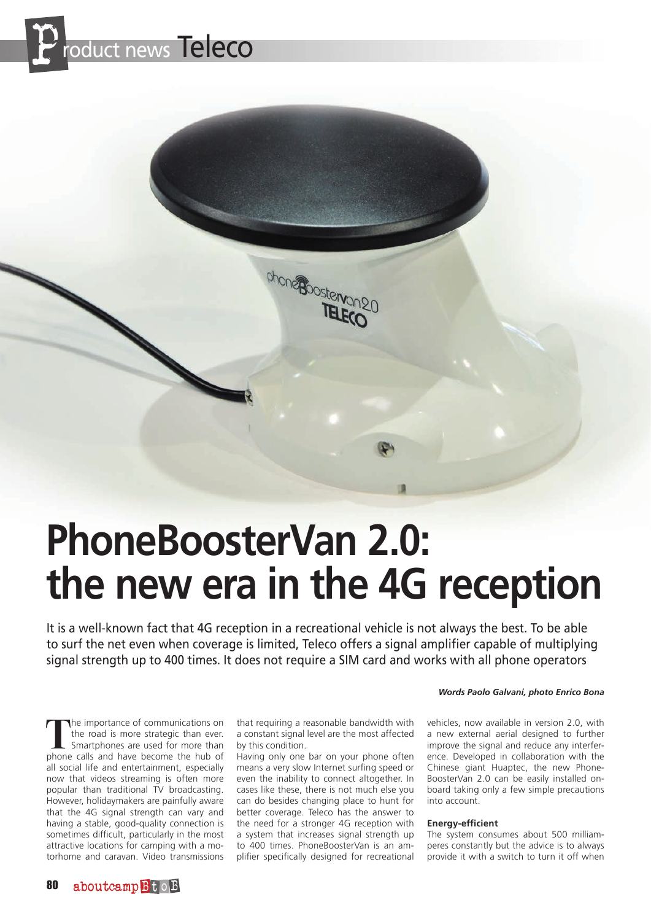Product news Teleco

# PhoneBoosterVan 2.0: the new era in the 4G reception

It is a well-known fact that 4G reception in a recreational vehicle is not always the best. To be able to surf the net even when coverage is limited, Teleco offers a signal amplifier capable of multiplying signal strength up to 400 times. It does not require a SIM card and works with all phone operators

***Words Paolo Galvani, photo Enrico Bona***

The importance of communications on the road is more strategic than ever. Smartphones are used for more than phone calls and have become the hub of all social life and entertainment, especially now that videos streaming is often more popular than traditional TV broadcasting. However, holidaymakers are painfully aware that the 4G signal strength can vary and having a stable, good-quality connection is sometimes difficult, particularly in the most attractive locations for camping with a motorhome and caravan. Video transmissions that requiring a reasonable bandwidth with a constant signal level are the most affected by this condition.

Having only one bar on your phone often means a very slow Internet surfing speed or even the inability to connect altogether. In cases like these, there is not much else you can do besides changing place to hunt for better coverage. Teleco has the answer to the need for a stronger 4G reception with a system that increases signal strength up to 400 times. PhoneBoosterVan is an amplifier specifically designed for recreational vehicles, now available in version 2.0, with a new external aerial designed to further improve the signal and reduce any interference. Developed in collaboration with the Chinese giant Huaptec, the new PhoneBoosterVan 2.0 can be easily installed onboard taking only a few simple precautions into account.

**Energy-efficient**

The system consumes about 500 milliamperes constantly but the advice is to always provide it with a switch to turn it off when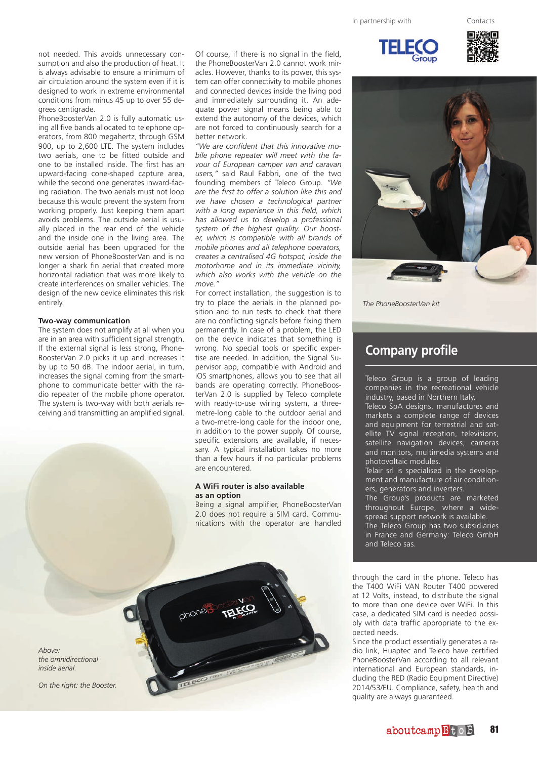not needed. This avoids unnecessary consumption and also the production of heat. It is always advisable to ensure a minimum of air circulation around the system even if it is designed to work in extreme environmental conditions from minus 45 up to over 55 degrees centigrade.

PhoneBoosterVan 2.0 is fully automatic using all five bands allocated to telephone operators, from 800 megahertz, through GSM 900, up to 2,600 LTE. The system includes two aerials, one to be fitted outside and one to be installed inside. The first has an upward-facing cone-shaped capture area, while the second one generates inward-facing radiation. The two aerials must not loop because this would prevent the system from working properly. Just keeping them apart avoids problems. The outside aerial is usually placed in the rear end of the vehicle and the inside one in the living area. The outside aerial has been upgraded for the new version of PhoneBoosterVan and is no longer a shark fin aerial that created more horizontal radiation that was more likely to create interferences on smaller vehicles. The design of the new device eliminates this risk entirely.

**Two-way communication**

The system does not amplify at all when you are in an area with sufficient signal strength. If the external signal is less strong, PhoneBoosterVan 2.0 picks it up and increases it by up to 50 dB. The indoor aerial, in turn, increases the signal coming from the smartphone to communicate better with the radio repeater of the mobile phone operator. The system is two-way with both aerials receiving and transmitting an amplified signal.

Of course, if there is no signal in the field, the PhoneBoosterVan 2.0 cannot work miracles. However, thanks to its power, this system can offer connectivity to mobile phones and connected devices inside the living pod and immediately surrounding it. An adequate power signal means being able to extend the autonomy of the devices, which are not forced to continuously search for a better network.

*"We are confident that this innovative mobile phone repeater will meet with the favour of European camper van and caravan users,"* said Raul Fabbri, one of the two founding members of Teleco Group. *"We are the first to offer a solution like this and we have chosen a technological partner with a long experience in this field, which has allowed us to develop a professional system of the highest quality. Our booster, which is compatible with all brands of mobile phones and all telephone operators, creates a centralised 4G hotspot, inside the motorhome and in its immediate vicinity, which also works with the vehicle on the move."*

For correct installation, the suggestion is to try to place the aerials in the planned position and to run tests to check that there are no conflicting signals before fixing them permanently. In case of a problem, the LED on the device indicates that something is wrong. No special tools or specific expertise are needed. In addition, the Signal Supervisor app, compatible with Android and iOS smartphones, allows you to see that all bands are operating correctly. PhoneBoosterVan 2.0 is supplied by Teleco complete with ready-to-use wiring system, a three-metre-long cable to the outdoor aerial and a two-metre-long cable for the indoor one, in addition to the power supply. Of course, specific extensions are available, if necessary. A typical installation takes no more than a few hours if no particular problems are encountered.

**A WiFi router is also available as an option**

Being a signal amplifier, PhoneBoosterVan 2.0 does not require a SIM card. Communications with the operator are handled through the card in the phone. Teleco has the T400 WiFi VAN Router T400 powered at 12 Volts, instead, to distribute the signal to more than one device over WiFi. In this case, a dedicated SIM card is needed possibly with data traffic appropriate to the expected needs.

Since the product essentially generates a radio link, Huaptec and Teleco have certified PhoneBoosterVan according to all relevant international and European standards, including the RED (Radio Equipment Directive) 2014/53/EU. Compliance, safety, health and quality are always guaranteed.

*Above: the omnidirectional inside aerial.*

*On the right: the Booster.*

In partnership with

Contacts

*The PhoneBoosterVan kit*

## Company profile

Teleco Group is a group of leading companies in the recreational vehicle industry, based in Northern Italy.

Teleco SpA designs, manufactures and markets a complete range of devices and equipment for terrestrial and satellite TV signal reception, televisions, satellite navigation devices, cameras and monitors, multimedia systems and photovoltaic modules.

Telair srl is specialised in the development and manufacture of air conditioners, generators and inverters.

The Group's products are marketed throughout Europe, where a widespread support network is available.

The Teleco Group has two subsidiaries in France and Germany: Teleco GmbH and Teleco sas.